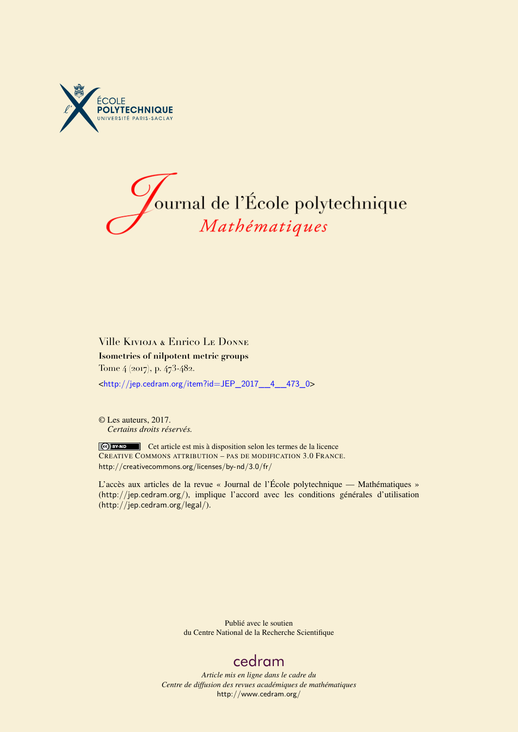ÉCOLE POLYTECHNIQUE
UNIVERSITÉ PARIS-SACLAY

# Journal de l'École polytechnique
## *Mathématiques*

Ville Kivioja & Enrico Le Donne

**Isometries of nilpotent metric groups**

Tome 4 (2017), p. 473-482.

<http://jep.cedram.org/item?id=JEP_2017__4__473_0>

© Les auteurs, 2017.
*Certains droits réservés.*

Cet article est mis à disposition selon les termes de la licence
Creative Commons attribution – pas de modification 3.0 France.
http://creativecommons.org/licenses/by-nd/3.0/fr/

L'accès aux articles de la revue « Journal de l'École polytechnique — Mathématiques » (http://jep.cedram.org/), implique l'accord avec les conditions générales d'utilisation (http://jep.cedram.org/legal/).

Publié avec le soutien
du Centre National de la Recherche Scientifique

cedram

*Article mis en ligne dans le cadre du*
*Centre de diffusion des revues académiques de mathématiques*
http://www.cedram.org/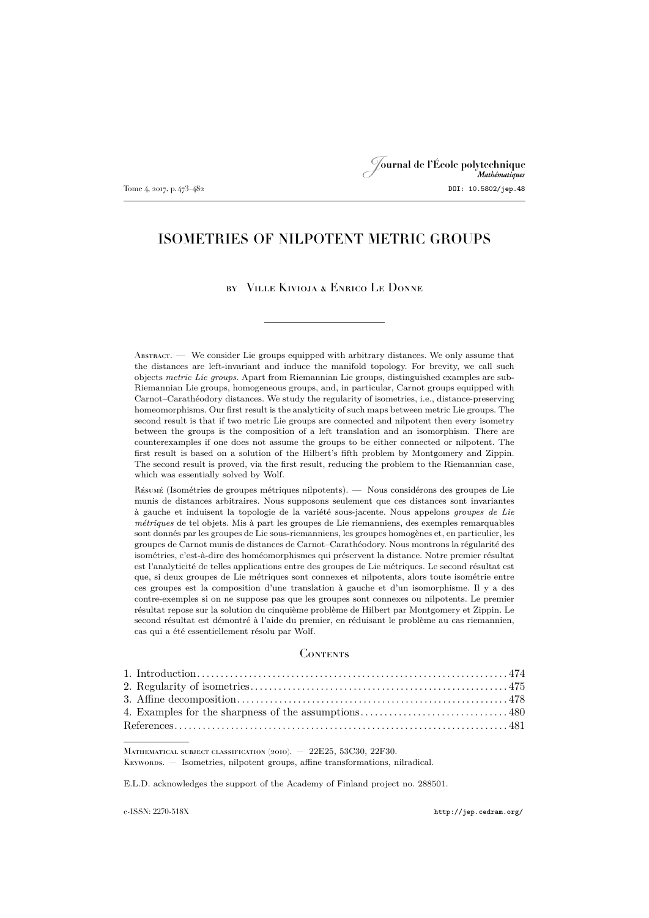# ISOMETRIES OF NILPOTENT METRIC GROUPS

by Ville Kivioja & Enrico Le Donne

---

Abstract. — We consider Lie groups equipped with arbitrary distances. We only assume that the distances are left-invariant and induce the manifold topology. For brevity, we call such objects *metric Lie groups*. Apart from Riemannian Lie groups, distinguished examples are sub-Riemannian Lie groups, homogeneous groups, and, in particular, Carnot groups equipped with Carnot–Carathéodory distances. We study the regularity of isometries, i.e., distance-preserving homeomorphisms. Our first result is the analyticity of such maps between metric Lie groups. The second result is that if two metric Lie groups are connected and nilpotent then every isometry between the groups is the composition of a left translation and an isomorphism. There are counterexamples if one does not assume the groups to be either connected or nilpotent. The first result is based on a solution of the Hilbert's fifth problem by Montgomery and Zippin. The second result is proved, via the first result, reducing the problem to the Riemannian case, which was essentially solved by Wolf.

Résumé (Isométries de groupes métriques nilpotents). — Nous considérons des groupes de Lie munis de distances arbitraires. Nous supposons seulement que ces distances sont invariantes à gauche et induisent la topologie de la variété sous-jacente. Nous appelons *groupes de Lie métriques* de tel objets. Mis à part les groupes de Lie riemanniens, des exemples remarquables sont donnés par les groupes de Lie sous-riemanniens, les groupes homogènes et, en particulier, les groupes de Carnot munis de distances de Carnot–Carathéodory. Nous montrons la régularité des isométries, c'est-à-dire des homéomorphismes qui préservent la distance. Notre premier résultat est l'analyticité de telles applications entre des groupes de Lie métriques. Le second résultat est que, si deux groupes de Lie métriques sont connexes et nilpotents, alors toute isométrie entre ces groupes est la composition d'une translation à gauche et d'un isomorphisme. Il y a des contre-exemples si on ne suppose pas que les groupes sont connexes ou nilpotents. Le premier résultat repose sur la solution du cinquième problème de Hilbert par Montgomery et Zippin. Le second résultat est démontré à l'aide du premier, en réduisant le problème au cas riemannien, cas qui a été essentiellement résolu par Wolf.

## Contents

1. Introduction .................... 474
2. Regularity of isometries .................... 475
3. Affine decomposition .................... 478
4. Examples for the sharpness of the assumptions .................... 480

References .................... 481

---

Mathematical subject classification (2010). — 22E25, 53C30, 22F30.

Keywords. — Isometries, nilpotent groups, affine transformations, nilradical.

E.L.D. acknowledges the support of the Academy of Finland project no. 288501.

e-ISSN: 2270-518X http://jep.cedram.org/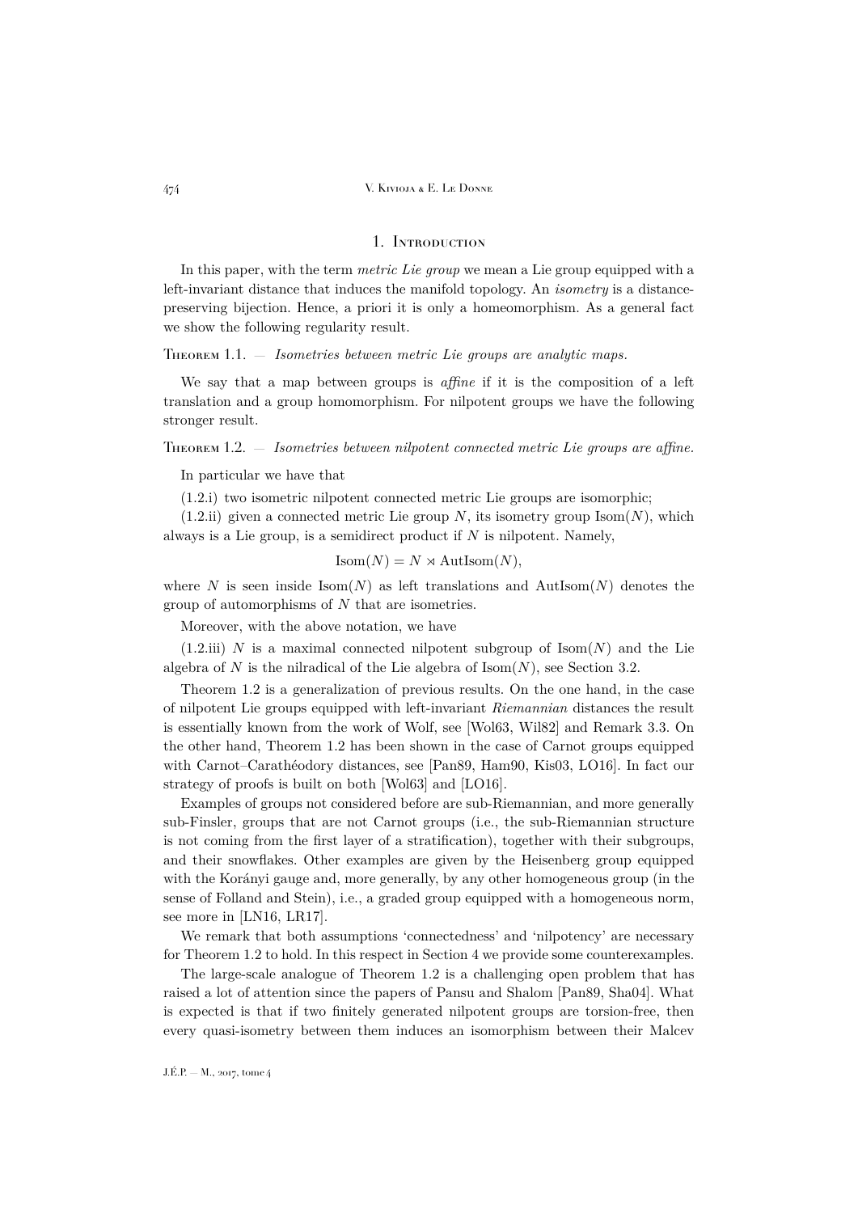## 1. Introduction

In this paper, with the term *metric Lie group* we mean a Lie group equipped with a left-invariant distance that induces the manifold topology. An *isometry* is a distance-preserving bijection. Hence, a priori it is only a homeomorphism. As a general fact we show the following regularity result.

Theorem 1.1. — *Isometries between metric Lie groups are analytic maps.*

We say that a map between groups is *affine* if it is the composition of a left translation and a group homomorphism. For nilpotent groups we have the following stronger result.

Theorem 1.2. — *Isometries between nilpotent connected metric Lie groups are affine.*

In particular we have that

(1.2.i) two isometric nilpotent connected metric Lie groups are isomorphic;

(1.2.ii) given a connected metric Lie group $N$, its isometry group $\mathrm{Isom}(N)$, which always is a Lie group, is a semidirect product if $N$ is nilpotent. Namely,

$$\mathrm{Isom}(N) = N \rtimes \mathrm{AutIsom}(N),$$

where $N$ is seen inside $\mathrm{Isom}(N)$ as left translations and $\mathrm{AutIsom}(N)$ denotes the group of automorphisms of $N$ that are isometries.

Moreover, with the above notation, we have

(1.2.iii) $N$ is a maximal connected nilpotent subgroup of $\mathrm{Isom}(N)$ and the Lie algebra of $N$ is the nilradical of the Lie algebra of $\mathrm{Isom}(N)$, see Section 3.2.

Theorem 1.2 is a generalization of previous results. On the one hand, in the case of nilpotent Lie groups equipped with left-invariant *Riemannian* distances the result is essentially known from the work of Wolf, see [Wol63, Wil82] and Remark 3.3. On the other hand, Theorem 1.2 has been shown in the case of Carnot groups equipped with Carnot–Carathéodory distances, see [Pan89, Ham90, Kis03, LO16]. In fact our strategy of proofs is built on both [Wol63] and [LO16].

Examples of groups not considered before are sub-Riemannian, and more generally sub-Finsler, groups that are not Carnot groups (i.e., the sub-Riemannian structure is not coming from the first layer of a stratification), together with their subgroups, and their snowflakes. Other examples are given by the Heisenberg group equipped with the Korányi gauge and, more generally, by any other homogeneous group (in the sense of Folland and Stein), i.e., a graded group equipped with a homogeneous norm, see more in [LN16, LR17].

We remark that both assumptions 'connectedness' and 'nilpotency' are necessary for Theorem 1.2 to hold. In this respect in Section 4 we provide some counterexamples.

The large-scale analogue of Theorem 1.2 is a challenging open problem that has raised a lot of attention since the papers of Pansu and Shalom [Pan89, Sha04]. What is expected is that if two finitely generated nilpotent groups are torsion-free, then every quasi-isometry between them induces an isomorphism between their Malcev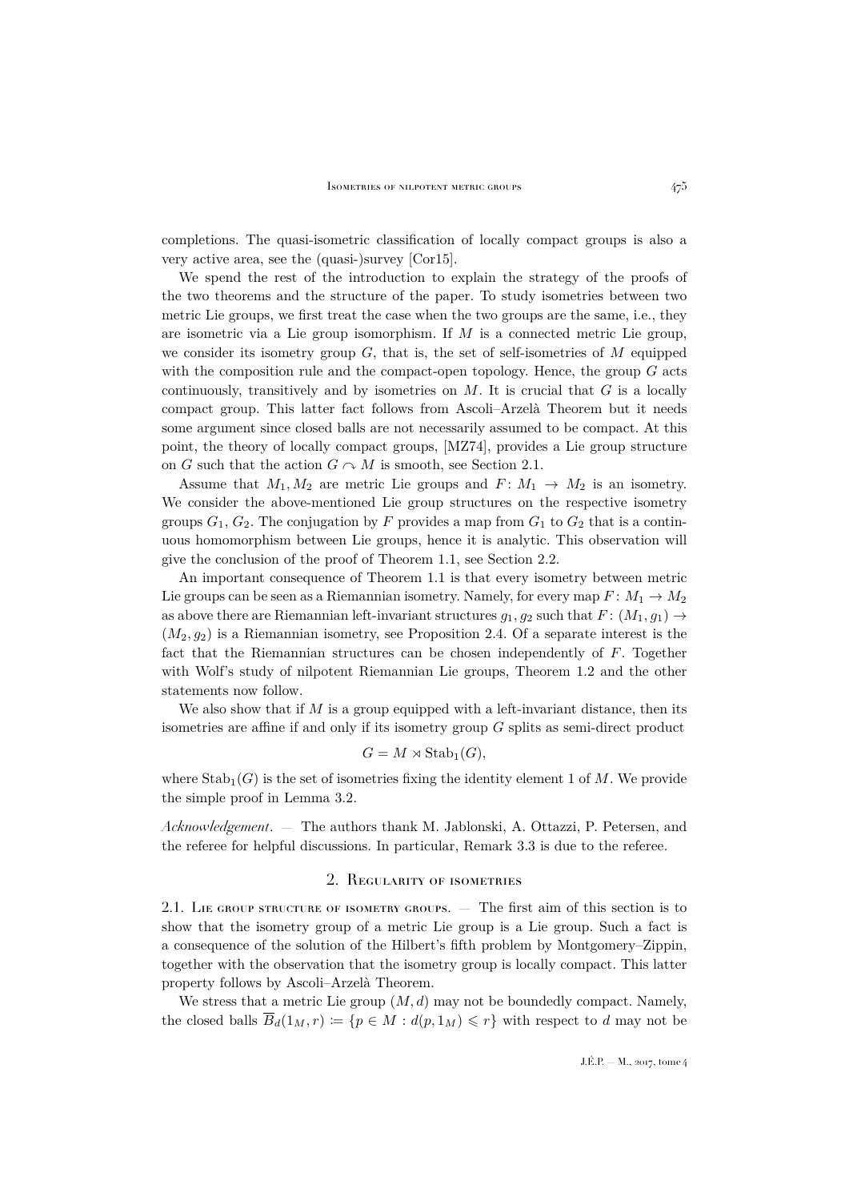completions. The quasi-isometric classification of locally compact groups is also a very active area, see the (quasi-)survey [Cor15].

We spend the rest of the introduction to explain the strategy of the proofs of the two theorems and the structure of the paper. To study isometries between two metric Lie groups, we first treat the case when the two groups are the same, i.e., they are isometric via a Lie group isomorphism. If $M$ is a connected metric Lie group, we consider its isometry group $G$, that is, the set of self-isometries of $M$ equipped with the composition rule and the compact-open topology. Hence, the group $G$ acts continuously, transitively and by isometries on $M$. It is crucial that $G$ is a locally compact group. This latter fact follows from Ascoli–Arzelà Theorem but it needs some argument since closed balls are not necessarily assumed to be compact. At this point, the theory of locally compact groups, [MZ74], provides a Lie group structure on $G$ such that the action $G \curvearrowright M$ is smooth, see Section 2.1.

Assume that $M_1, M_2$ are metric Lie groups and $F\colon M_1 \to M_2$ is an isometry. We consider the above-mentioned Lie group structures on the respective isometry groups $G_1$, $G_2$. The conjugation by $F$ provides a map from $G_1$ to $G_2$ that is a continuous homomorphism between Lie groups, hence it is analytic. This observation will give the conclusion of the proof of Theorem 1.1, see Section 2.2.

An important consequence of Theorem 1.1 is that every isometry between metric Lie groups can be seen as a Riemannian isometry. Namely, for every map $F\colon M_1 \to M_2$ as above there are Riemannian left-invariant structures $g_1, g_2$ such that $F\colon (M_1, g_1) \to (M_2, g_2)$ is a Riemannian isometry, see Proposition 2.4. Of a separate interest is the fact that the Riemannian structures can be chosen independently of $F$. Together with Wolf's study of nilpotent Riemannian Lie groups, Theorem 1.2 and the other statements now follow.

We also show that if $M$ is a group equipped with a left-invariant distance, then its isometries are affine if and only if its isometry group $G$ splits as semi-direct product

$$G = M \rtimes \mathrm{Stab}_1(G),$$

where $\mathrm{Stab}_1(G)$ is the set of isometries fixing the identity element 1 of $M$. We provide the simple proof in Lemma 3.2.

*Acknowledgement*. — The authors thank M. Jablonski, A. Ottazzi, P. Petersen, and the referee for helpful discussions. In particular, Remark 3.3 is due to the referee.

## 2. Regularity of isometries

### 2.1. Lie group structure of isometry groups.

— The first aim of this section is to show that the isometry group of a metric Lie group is a Lie group. Such a fact is a consequence of the solution of the Hilbert's fifth problem by Montgomery–Zippin, together with the observation that the isometry group is locally compact. This latter property follows by Ascoli–Arzelà Theorem.

We stress that a metric Lie group $(M, d)$ may not be boundedly compact. Namely, the closed balls $\overline{B}_d(1_M, r) := \{p \in M : d(p, 1_M) \leqslant r\}$ with respect to $d$ may not be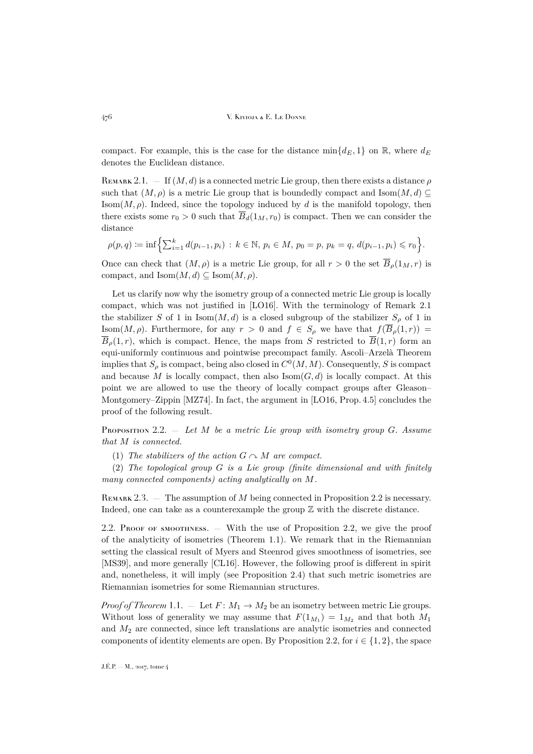compact. For example, this is the case for the distance $\min\{d_E, 1\}$ on $\mathbb{R}$, where $d_E$ denotes the Euclidean distance.

Remark 2.1. — If $(M, d)$ is a connected metric Lie group, then there exists a distance $\rho$ such that $(M, \rho)$ is a metric Lie group that is boundedly compact and $\mathrm{Isom}(M, d) \subseteq \mathrm{Isom}(M, \rho)$. Indeed, since the topology induced by $d$ is the manifold topology, then there exists some $r_0 > 0$ such that $\overline{B}_d(1_M, r_0)$ is compact. Then we can consider the distance

$$\rho(p, q) := \inf\Big\{\sum_{i=1}^{k} d(p_{i-1}, p_i) \;:\; k \in \mathbb{N},\, p_i \in M,\, p_0 = p,\, p_k = q,\, d(p_{i-1}, p_i) \leqslant r_0\Big\}.$$

Once can check that $(M, \rho)$ is a metric Lie group, for all $r > 0$ the set $\overline{B}_\rho(1_M, r)$ is compact, and $\mathrm{Isom}(M, d) \subseteq \mathrm{Isom}(M, \rho)$.

Let us clarify now why the isometry group of a connected metric Lie group is locally compact, which was not justified in [LO16]. With the terminology of Remark 2.1 the stabilizer $S$ of 1 in $\mathrm{Isom}(M, d)$ is a closed subgroup of the stabilizer $S_\rho$ of 1 in $\mathrm{Isom}(M, \rho)$. Furthermore, for any $r > 0$ and $f \in S_\rho$ we have that $f(\overline{B}_\rho(1, r)) = \overline{B}_\rho(1, r)$, which is compact. Hence, the maps from $S$ restricted to $\overline{B}(1, r)$ form an equi-uniformly continuous and pointwise precompact family. Ascoli–Arzelà Theorem implies that $S_\rho$ is compact, being also closed in $C^0(M, M)$. Consequently, $S$ is compact and because $M$ is locally compact, then also $\mathrm{Isom}(G, d)$ is locally compact. At this point we are allowed to use the theory of locally compact groups after Gleason–Montgomery–Zippin [MZ74]. In fact, the argument in [LO16, Prop. 4.5] concludes the proof of the following result.

Proposition 2.2. — *Let $M$ be a metric Lie group with isometry group $G$. Assume that $M$ is connected.*

(1) *The stabilizers of the action $G \curvearrowright M$ are compact.*

(2) *The topological group $G$ is a Lie group (finite dimensional and with finitely many connected components) acting analytically on $M$.*

Remark 2.3. — The assumption of $M$ being connected in Proposition 2.2 is necessary. Indeed, one can take as a counterexample the group $\mathbb{Z}$ with the discrete distance.

2.2. Proof of smoothness. — With the use of Proposition 2.2, we give the proof of the analyticity of isometries (Theorem 1.1). We remark that in the Riemannian setting the classical result of Myers and Steenrod gives smoothness of isometries, see [MS39], and more generally [CL16]. However, the following proof is different in spirit and, nonetheless, it will imply (see Proposition 2.4) that such metric isometries are Riemannian isometries for some Riemannian structures.

*Proof of Theorem* 1.1. — Let $F\colon M_1 \to M_2$ be an isometry between metric Lie groups. Without loss of generality we may assume that $F(1_{M_1}) = 1_{M_2}$ and that both $M_1$ and $M_2$ are connected, since left translations are analytic isometries and connected components of identity elements are open. By Proposition 2.2, for $i \in \{1, 2\}$, the space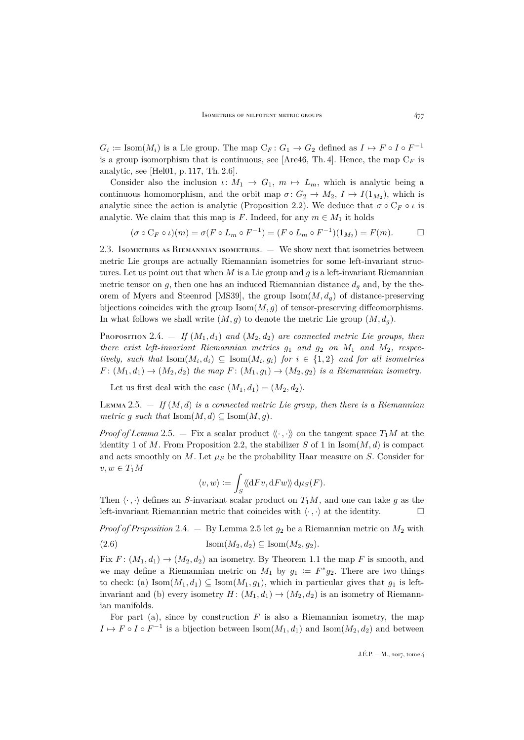$G_i := \mathrm{Isom}(M_i)$ is a Lie group. The map $\mathrm{C}_F\colon G_1 \to G_2$ defined as $I \mapsto F \circ I \circ F^{-1}$ is a group isomorphism that is continuous, see [Are46, Th. 4]. Hence, the map $\mathrm{C}_F$ is analytic, see [Hel01, p. 117, Th. 2.6].

Consider also the inclusion $\iota\colon M_1 \to G_1$, $m \mapsto L_m$, which is analytic being a continuous homomorphism, and the orbit map $\sigma\colon G_2 \to M_2$, $I \mapsto I(1_{M_2})$, which is analytic since the action is analytic (Proposition 2.2). We deduce that $\sigma \circ \mathrm{C}_F \circ \iota$ is analytic. We claim that this map is $F$. Indeed, for any $m \in M_1$ it holds

$$(\sigma \circ \mathrm{C}_F \circ \iota)(m) = \sigma(F \circ L_m \circ F^{-1}) = (F \circ L_m \circ F^{-1})(1_{M_2}) = F(m). \qquad \square$$

## 2.3. Isometries as Riemannian isometries.

— We show next that isometries between metric Lie groups are actually Riemannian isometries for some left-invariant structures. Let us point out that when $M$ is a Lie group and $g$ is a left-invariant Riemannian metric tensor on $g$, then one has an induced Riemannian distance $d_g$ and, by the theorem of Myers and Steenrod [MS39], the group $\mathrm{Isom}(M, d_g)$ of distance-preserving bijections coincides with the group $\mathrm{Isom}(M, g)$ of tensor-preserving diffeomorphisms. In what follows we shall write $(M, g)$ to denote the metric Lie group $(M, d_g)$.

**Proposition 2.4.** — *If $(M_1, d_1)$ and $(M_2, d_2)$ are connected metric Lie groups, then there exist left-invariant Riemannian metrics $g_1$ and $g_2$ on $M_1$ and $M_2$, respectively, such that $\mathrm{Isom}(M_i, d_i) \subseteq \mathrm{Isom}(M_i, g_i)$ for $i \in \{1, 2\}$ and for all isometries $F\colon (M_1, d_1) \to (M_2, d_2)$ the map $F\colon (M_1, g_1) \to (M_2, g_2)$ is a Riemannian isometry.*

Let us first deal with the case $(M_1, d_1) = (M_2, d_2)$.

**Lemma 2.5.** — *If $(M, d)$ is a connected metric Lie group, then there is a Riemannian metric $g$ such that $\mathrm{Isom}(M, d) \subseteq \mathrm{Isom}(M, g)$.*

*Proof of Lemma 2.5.* — Fix a scalar product $\langle\!\langle \cdot\,, \cdot \rangle\!\rangle$ on the tangent space $T_1M$ at the identity $1$ of $M$. From Proposition 2.2, the stabilizer $S$ of $1$ in $\mathrm{Isom}(M, d)$ is compact and acts smoothly on $M$. Let $\mu_S$ be the probability Haar measure on $S$. Consider for $v, w \in T_1M$

$$\langle v, w \rangle := \int_S \langle\!\langle \mathrm{d}Fv, \mathrm{d}Fw \rangle\!\rangle \, \mathrm{d}\mu_S(F).$$

Then $\langle \cdot\,, \cdot \rangle$ defines an $S$-invariant scalar product on $T_1M$, and one can take $g$ as the left-invariant Riemannian metric that coincides with $\langle \cdot\,, \cdot \rangle$ at the identity. $\square$

*Proof of Proposition 2.4.* — By Lemma 2.5 let $g_2$ be a Riemannian metric on $M_2$ with

$$\mathrm{Isom}(M_2, d_2) \subseteq \mathrm{Isom}(M_2, g_2). \tag{2.6}$$

Fix $F\colon (M_1, d_1) \to (M_2, d_2)$ an isometry. By Theorem 1.1 the map $F$ is smooth, and we may define a Riemannian metric on $M_1$ by $g_1 := F^*g_2$. There are two things to check: (a) $\mathrm{Isom}(M_1, d_1) \subseteq \mathrm{Isom}(M_1, g_1)$, which in particular gives that $g_1$ is left-invariant and (b) every isometry $H\colon (M_1, d_1) \to (M_2, d_2)$ is an isometry of Riemannian manifolds.

For part (a), since by construction $F$ is also a Riemannian isometry, the map $I \mapsto F \circ I \circ F^{-1}$ is a bijection between $\mathrm{Isom}(M_1, d_1)$ and $\mathrm{Isom}(M_2, d_2)$ and between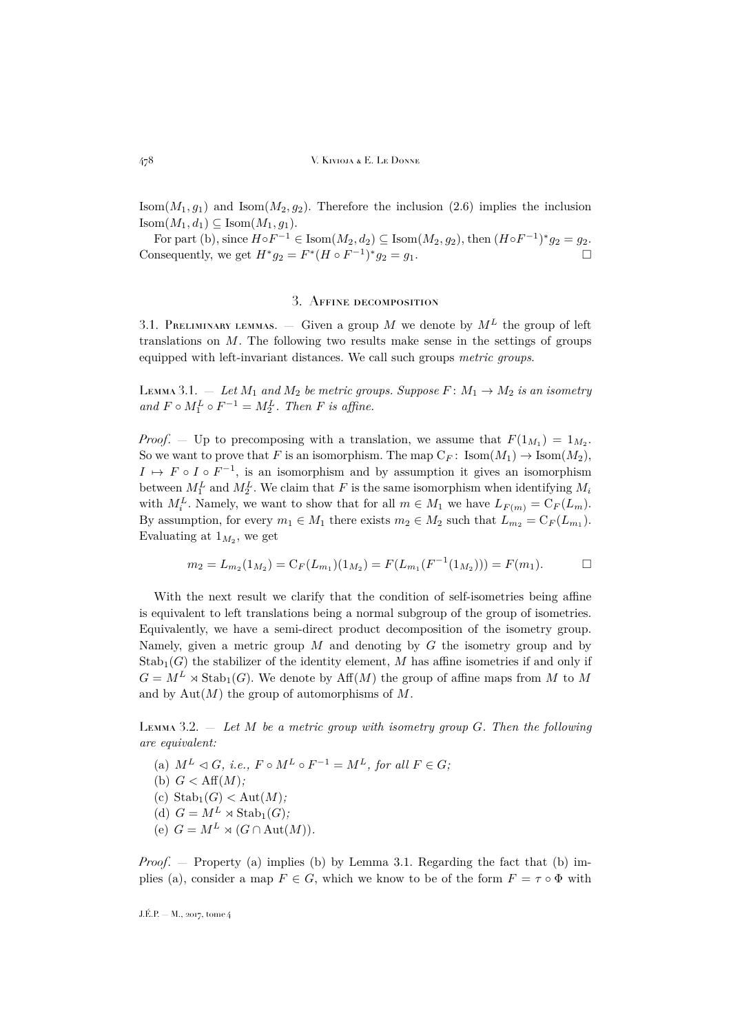$\mathrm{Isom}(M_1, g_1)$ and $\mathrm{Isom}(M_2, g_2)$. Therefore the inclusion (2.6) implies the inclusion $\mathrm{Isom}(M_1, d_1) \subseteq \mathrm{Isom}(M_1, g_1)$.

For part (b), since $H \circ F^{-1} \in \mathrm{Isom}(M_2, d_2) \subseteq \mathrm{Isom}(M_2, g_2)$, then $(H \circ F^{-1})^* g_2 = g_2$. Consequently, we get $H^* g_2 = F^*(H \circ F^{-1})^* g_2 = g_1$. □

## 3. Affine decomposition

3.1. Preliminary lemmas. — Given a group $M$ we denote by $M^L$ the group of left translations on $M$. The following two results make sense in the settings of groups equipped with left-invariant distances. We call such groups *metric groups*.

Lemma 3.1. — *Let $M_1$ and $M_2$ be metric groups. Suppose $F\colon M_1 \to M_2$ is an isometry and $F \circ M_1^L \circ F^{-1} = M_2^L$. Then $F$ is affine.*

*Proof*. — Up to precomposing with a translation, we assume that $F(1_{M_1}) = 1_{M_2}$. So we want to prove that $F$ is an isomorphism. The map $\mathrm{C}_F\colon \mathrm{Isom}(M_1) \to \mathrm{Isom}(M_2)$, $I \mapsto F \circ I \circ F^{-1}$, is an isomorphism and by assumption it gives an isomorphism between $M_1^L$ and $M_2^L$. We claim that $F$ is the same isomorphism when identifying $M_i$ with $M_i^L$. Namely, we want to show that for all $m \in M_1$ we have $L_{F(m)} = \mathrm{C}_F(L_m)$. By assumption, for every $m_1 \in M_1$ there exists $m_2 \in M_2$ such that $L_{m_2} = \mathrm{C}_F(L_{m_1})$. Evaluating at $1_{M_2}$, we get

$$m_2 = L_{m_2}(1_{M_2}) = \mathrm{C}_F(L_{m_1})(1_{M_2}) = F(L_{m_1}(F^{-1}(1_{M_2}))) = F(m_1). \qquad \square$$

With the next result we clarify that the condition of self-isometries being affine is equivalent to left translations being a normal subgroup of the group of isometries. Equivalently, we have a semi-direct product decomposition of the isometry group. Namely, given a metric group $M$ and denoting by $G$ the isometry group and by $\mathrm{Stab}_1(G)$ the stabilizer of the identity element, $M$ has affine isometries if and only if $G = M^L \rtimes \mathrm{Stab}_1(G)$. We denote by $\mathrm{Aff}(M)$ the group of affine maps from $M$ to $M$ and by $\mathrm{Aut}(M)$ the group of automorphisms of $M$.

Lemma 3.2. — *Let $M$ be a metric group with isometry group $G$. Then the following are equivalent:*

(a) $M^L \lhd G$, *i.e.*, $F \circ M^L \circ F^{-1} = M^L$, *for all* $F \in G$;

(b) $G < \mathrm{Aff}(M)$;

(c) $\mathrm{Stab}_1(G) < \mathrm{Aut}(M)$;

(d) $G = M^L \rtimes \mathrm{Stab}_1(G)$;

(e) $G = M^L \rtimes (G \cap \mathrm{Aut}(M))$.

*Proof*. — Property (a) implies (b) by Lemma 3.1. Regarding the fact that (b) implies (a), consider a map $F \in G$, which we know to be of the form $F = \tau \circ \Phi$ with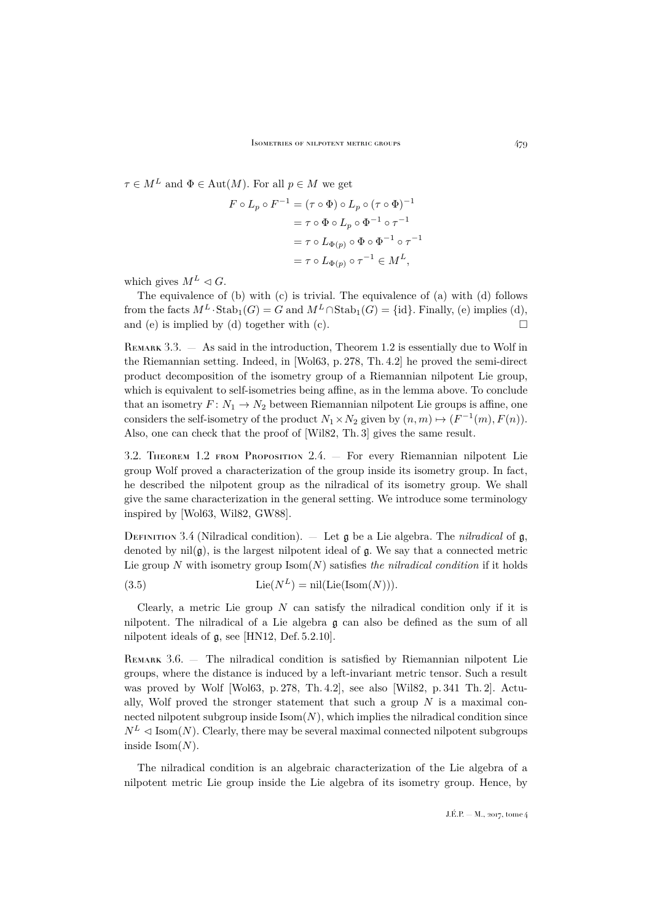$\tau \in M^L$ and $\Phi \in \mathrm{Aut}(M)$. For all $p \in M$ we get

$$\begin{aligned} F \circ L_p \circ F^{-1} &= (\tau \circ \Phi) \circ L_p \circ (\tau \circ \Phi)^{-1} \\ &= \tau \circ \Phi \circ L_p \circ \Phi^{-1} \circ \tau^{-1} \\ &= \tau \circ L_{\Phi(p)} \circ \Phi \circ \Phi^{-1} \circ \tau^{-1} \\ &= \tau \circ L_{\Phi(p)} \circ \tau^{-1} \in M^L, \end{aligned}$$

which gives $M^L \lhd G$.

The equivalence of (b) with (c) is trivial. The equivalence of (a) with (d) follows from the facts $M^L \cdot \mathrm{Stab}_1(G) = G$ and $M^L \cap \mathrm{Stab}_1(G) = \{\mathrm{id}\}$. Finally, (e) implies (d), and (e) is implied by (d) together with (c). □

Remark 3.3. — As said in the introduction, Theorem 1.2 is essentially due to Wolf in the Riemannian setting. Indeed, in [Wol63, p. 278, Th. 4.2] he proved the semi-direct product decomposition of the isometry group of a Riemannian nilpotent Lie group, which is equivalent to self-isometries being affine, as in the lemma above. To conclude that an isometry $F\colon N_1 \to N_2$ between Riemannian nilpotent Lie groups is affine, one considers the self-isometry of the product $N_1 \times N_2$ given by $(n, m) \mapsto (F^{-1}(m), F(n))$. Also, one can check that the proof of [Wil82, Th. 3] gives the same result.

### 3.2. Theorem 1.2 from Proposition 2.4.

For every Riemannian nilpotent Lie group Wolf proved a characterization of the group inside its isometry group. In fact, he described the nilpotent group as the nilradical of its isometry group. We shall give the same characterization in the general setting. We introduce some terminology inspired by [Wol63, Wil82, GW88].

Definition 3.4 (Nilradical condition). — Let $\mathfrak{g}$ be a Lie algebra. The *nilradical* of $\mathfrak{g}$, denoted by $\mathrm{nil}(\mathfrak{g})$, is the largest nilpotent ideal of $\mathfrak{g}$. We say that a connected metric Lie group $N$ with isometry group $\mathrm{Isom}(N)$ satisfies *the nilradical condition* if it holds

$$\mathrm{Lie}(N^L) = \mathrm{nil}(\mathrm{Lie}(\mathrm{Isom}(N))). \tag{3.5}$$

Clearly, a metric Lie group $N$ can satisfy the nilradical condition only if it is nilpotent. The nilradical of a Lie algebra $\mathfrak{g}$ can also be defined as the sum of all nilpotent ideals of $\mathfrak{g}$, see [HN12, Def. 5.2.10].

Remark 3.6. — The nilradical condition is satisfied by Riemannian nilpotent Lie groups, where the distance is induced by a left-invariant metric tensor. Such a result was proved by Wolf [Wol63, p. 278, Th. 4.2], see also [Wil82, p. 341 Th. 2]. Actually, Wolf proved the stronger statement that such a group $N$ is a maximal connected nilpotent subgroup inside $\mathrm{Isom}(N)$, which implies the nilradical condition since $N^L \lhd \mathrm{Isom}(N)$. Clearly, there may be several maximal connected nilpotent subgroups inside $\mathrm{Isom}(N)$.

The nilradical condition is an algebraic characterization of the Lie algebra of a nilpotent metric Lie group inside the Lie algebra of its isometry group. Hence, by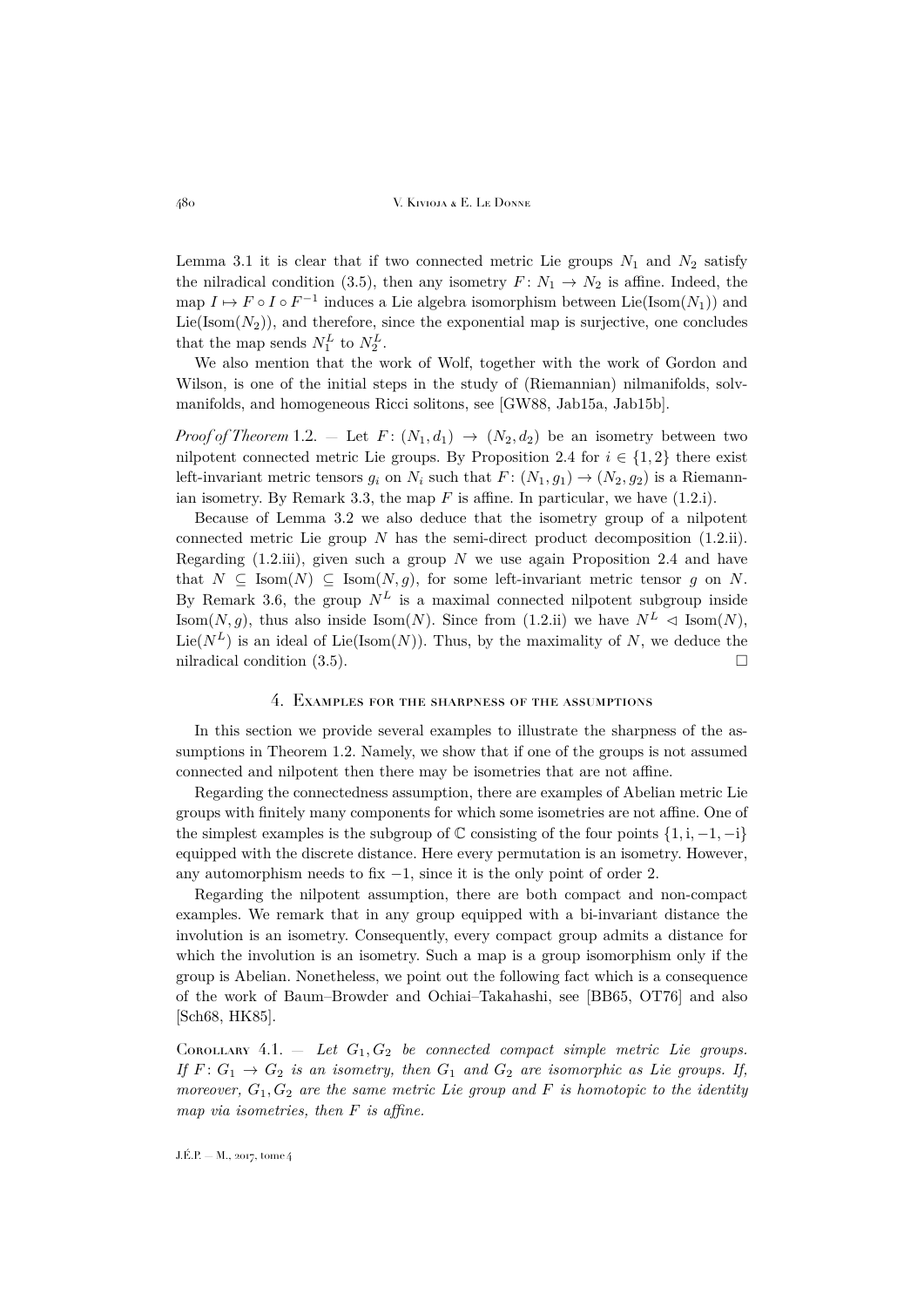Lemma 3.1 it is clear that if two connected metric Lie groups $N_1$ and $N_2$ satisfy the nilradical condition (3.5), then any isometry $F\colon N_1 \to N_2$ is affine. Indeed, the map $I \mapsto F \circ I \circ F^{-1}$ induces a Lie algebra isomorphism between $\mathrm{Lie}(\mathrm{Isom}(N_1))$ and $\mathrm{Lie}(\mathrm{Isom}(N_2))$, and therefore, since the exponential map is surjective, one concludes that the map sends $N_1^L$ to $N_2^L$.

We also mention that the work of Wolf, together with the work of Gordon and Wilson, is one of the initial steps in the study of (Riemannian) nilmanifolds, solvmanifolds, and homogeneous Ricci solitons, see [GW88, Jab15a, Jab15b].

*Proof of Theorem* 1.2. — Let $F\colon (N_1, d_1) \to (N_2, d_2)$ be an isometry between two nilpotent connected metric Lie groups. By Proposition 2.4 for $i \in \{1, 2\}$ there exist left-invariant metric tensors $g_i$ on $N_i$ such that $F\colon (N_1, g_1) \to (N_2, g_2)$ is a Riemannian isometry. By Remark 3.3, the map $F$ is affine. In particular, we have (1.2.i).

Because of Lemma 3.2 we also deduce that the isometry group of a nilpotent connected metric Lie group $N$ has the semi-direct product decomposition (1.2.ii). Regarding (1.2.iii), given such a group $N$ we use again Proposition 2.4 and have that $N \subseteq \mathrm{Isom}(N) \subseteq \mathrm{Isom}(N, g)$, for some left-invariant metric tensor $g$ on $N$. By Remark 3.6, the group $N^L$ is a maximal connected nilpotent subgroup inside $\mathrm{Isom}(N, g)$, thus also inside $\mathrm{Isom}(N)$. Since from (1.2.ii) we have $N^L \lhd \mathrm{Isom}(N)$, $\mathrm{Lie}(N^L)$ is an ideal of $\mathrm{Lie}(\mathrm{Isom}(N))$. Thus, by the maximality of $N$, we deduce the nilradical condition (3.5). □

## 4. Examples for the sharpness of the assumptions

In this section we provide several examples to illustrate the sharpness of the assumptions in Theorem 1.2. Namely, we show that if one of the groups is not assumed connected and nilpotent then there may be isometries that are not affine.

Regarding the connectedness assumption, there are examples of Abelian metric Lie groups with finitely many components for which some isometries are not affine. One of the simplest examples is the subgroup of $\mathbb{C}$ consisting of the four points $\{1, \mathrm{i}, -1, -\mathrm{i}\}$ equipped with the discrete distance. Here every permutation is an isometry. However, any automorphism needs to fix $-1$, since it is the only point of order 2.

Regarding the nilpotent assumption, there are both compact and non-compact examples. We remark that in any group equipped with a bi-invariant distance the involution is an isometry. Consequently, every compact group admits a distance for which the involution is an isometry. Such a map is a group isomorphism only if the group is Abelian. Nonetheless, we point out the following fact which is a consequence of the work of Baum–Browder and Ochiai–Takahashi, see [BB65, OT76] and also [Sch68, HK85].

Corollary 4.1. — *Let $G_1, G_2$ be connected compact simple metric Lie groups. If $F\colon G_1 \to G_2$ is an isometry, then $G_1$ and $G_2$ are isomorphic as Lie groups. If, moreover, $G_1, G_2$ are the same metric Lie group and $F$ is homotopic to the identity map via isometries, then $F$ is affine.*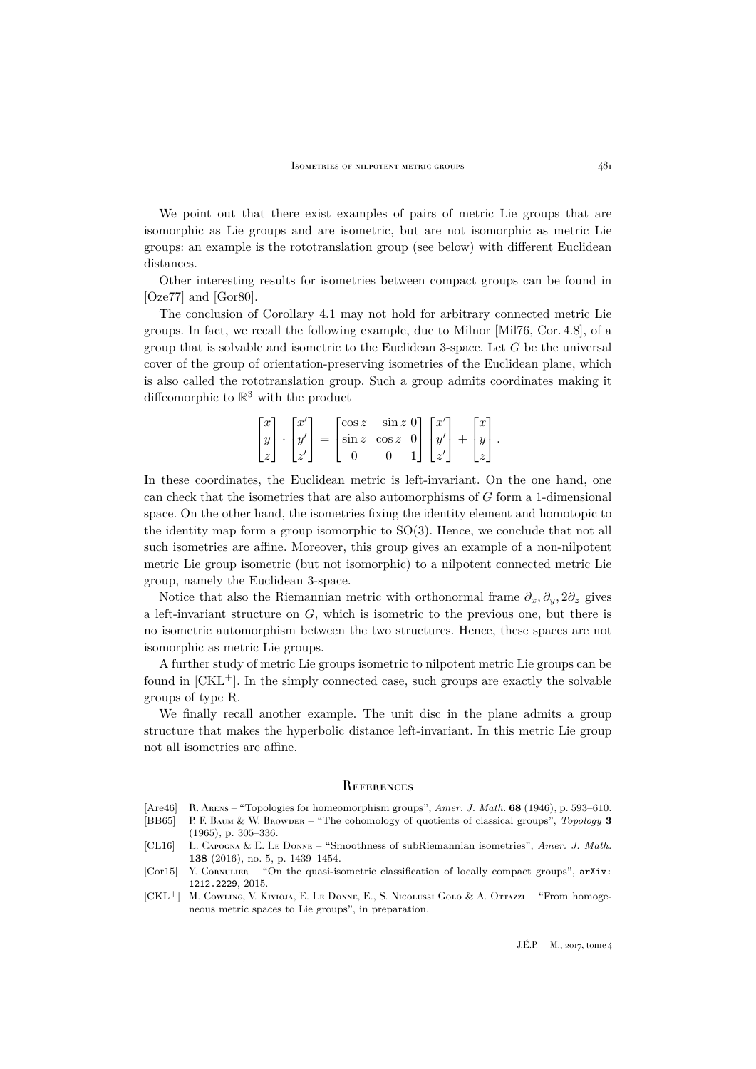We point out that there exist examples of pairs of metric Lie groups that are isomorphic as Lie groups and are isometric, but are not isomorphic as metric Lie groups: an example is the rototranslation group (see below) with different Euclidean distances.

Other interesting results for isometries between compact groups can be found in [Oze77] and [Gor80].

The conclusion of Corollary 4.1 may not hold for arbitrary connected metric Lie groups. In fact, we recall the following example, due to Milnor [Mil76, Cor. 4.8], of a group that is solvable and isometric to the Euclidean 3-space. Let $G$ be the universal cover of the group of orientation-preserving isometries of the Euclidean plane, which is also called the rototranslation group. Such a group admits coordinates making it diffeomorphic to $\mathbb{R}^3$ with the product

$$\begin{bmatrix} x \\ y \\ z \end{bmatrix} \cdot \begin{bmatrix} x' \\ y' \\ z' \end{bmatrix} = \begin{bmatrix} \cos z & -\sin z & 0 \\ \sin z & \cos z & 0 \\ 0 & 0 & 1 \end{bmatrix} \begin{bmatrix} x' \\ y' \\ z' \end{bmatrix} + \begin{bmatrix} x \\ y \\ z \end{bmatrix}.$$

In these coordinates, the Euclidean metric is left-invariant. On the one hand, one can check that the isometries that are also automorphisms of $G$ form a 1-dimensional space. On the other hand, the isometries fixing the identity element and homotopic to the identity map form a group isomorphic to $\mathrm{SO}(3)$. Hence, we conclude that not all such isometries are affine. Moreover, this group gives an example of a non-nilpotent metric Lie group isometric (but not isomorphic) to a nilpotent connected metric Lie group, namely the Euclidean 3-space.

Notice that also the Riemannian metric with orthonormal frame $\partial_x, \partial_y, 2\partial_z$ gives a left-invariant structure on $G$, which is isometric to the previous one, but there is no isometric automorphism between the two structures. Hence, these spaces are not isomorphic as metric Lie groups.

A further study of metric Lie groups isometric to nilpotent metric Lie groups can be found in [CKL+]. In the simply connected case, such groups are exactly the solvable groups of type R.

We finally recall another example. The unit disc in the plane admits a group structure that makes the hyperbolic distance left-invariant. In this metric Lie group not all isometries are affine.

## References

- [Are46] R. Arens – "Topologies for homeomorphism groups", *Amer. J. Math.* **68** (1946), p. 593–610.
- [BB65] P. F. Baum & W. Browder – "The cohomology of quotients of classical groups", *Topology* **3** (1965), p. 305–336.
- [CL16] L. Capogna & E. Le Donne – "Smoothness of subRiemannian isometries", *Amer. J. Math.* **138** (2016), no. 5, p. 1439–1454.
- [Cor15] Y. Cornulier – "On the quasi-isometric classification of locally compact groups", arXiv:1212.2229, 2015.
- [CKL+] M. Cowling, V. Kivioja, E. Le Donne, E., S. Nicolussi Golo & A. Ottazzi – "From homogeneous metric spaces to Lie groups", in preparation.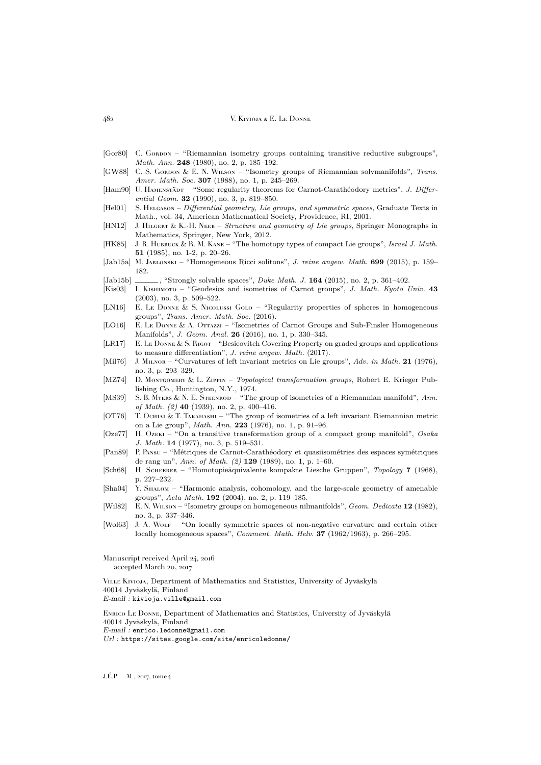- [Gor80] C. Gordon – "Riemannian isometry groups containing transitive reductive subgroups", *Math. Ann.* **248** (1980), no. 2, p. 185–192.
- [GW88] C. S. Gordon & E. N. Wilson – "Isometry groups of Riemannian solvmanifolds", *Trans. Amer. Math. Soc.* **307** (1988), no. 1, p. 245–269.
- [Ham90] U. Hamenstädt – "Some regularity theorems for Carnot-Carathéodory metrics", *J. Differential Geom.* **32** (1990), no. 3, p. 819–850.
- [Hel01] S. Helgason – *Differential geometry, Lie groups, and symmetric spaces*, Graduate Texts in Math., vol. 34, American Mathematical Society, Providence, RI, 2001.
- [HN12] J. Hilgert & K.-H. Neeb – *Structure and geometry of Lie groups*, Springer Monographs in Mathematics, Springer, New York, 2012.
- [HK85] J. R. Hubbuck & R. M. Kane – "The homotopy types of compact Lie groups", *Israel J. Math.* **51** (1985), no. 1-2, p. 20–26.
- [Jab15a] M. Jablonski – "Homogeneous Ricci solitons", *J. reine angew. Math.* **699** (2015), p. 159–182.
- [Jab15b] ______, "Strongly solvable spaces", *Duke Math. J.* **164** (2015), no. 2, p. 361–402.
- [Kis03] I. Kishimoto – "Geodesics and isometries of Carnot groups", *J. Math. Kyoto Univ.* **43** (2003), no. 3, p. 509–522.
- [LN16] E. Le Donne & S. Nicolussi Golo – "Regularity properties of spheres in homogeneous groups", *Trans. Amer. Math. Soc.* (2016).
- [LO16] E. Le Donne & A. Ottazzi – "Isometries of Carnot Groups and Sub-Finsler Homogeneous Manifolds", *J. Geom. Anal.* **26** (2016), no. 1, p. 330–345.
- [LR17] E. Le Donne & S. Rigot – "Besicovitch Covering Property on graded groups and applications to measure differentiation", *J. reine angew. Math.* (2017).
- [Mil76] J. Milnor – "Curvatures of left invariant metrics on Lie groups", *Adv. in Math.* **21** (1976), no. 3, p. 293–329.
- [MZ74] D. Montgomery & L. Zippin – *Topological transformation groups*, Robert E. Krieger Publishing Co., Huntington, N.Y., 1974.
- [MS39] S. B. Myers & N. E. Steenrod – "The group of isometries of a Riemannian manifold", *Ann. of Math. (2)* **40** (1939), no. 2, p. 400–416.
- [OT76] T. Ochiai & T. Takahashi – "The group of isometries of a left invariant Riemannian metric on a Lie group", *Math. Ann.* **223** (1976), no. 1, p. 91–96.
- [Oze77] H. Ozeki – "On a transitive transformation group of a compact group manifold", *Osaka J. Math.* **14** (1977), no. 3, p. 519–531.
- [Pan89] P. Pansu – "Métriques de Carnot-Carathéodory et quasiisométries des espaces symétriques de rang un", *Ann. of Math. (2)* **129** (1989), no. 1, p. 1–60.
- [Sch68] H. Scheerer – "Homotopieäquivalente kompakte Liesche Gruppen", *Topology* **7** (1968), p. 227–232.
- [Sha04] Y. Shalom – "Harmonic analysis, cohomology, and the large-scale geometry of amenable groups", *Acta Math.* **192** (2004), no. 2, p. 119–185.
- [Wil82] E. N. Wilson – "Isometry groups on homogeneous nilmanifolds", *Geom. Dedicata* **12** (1982), no. 3, p. 337–346.
- [Wol63] J. A. Wolf – "On locally symmetric spaces of non-negative curvature and certain other locally homogeneous spaces", *Comment. Math. Helv.* **37** (1962/1963), p. 266–295.

Manuscript received April 24, 2016
accepted March 20, 2017

Ville Kivioja, Department of Mathematics and Statistics, University of Jyväskylä
40014 Jyväskylä, Finland
*E-mail :* kivioja.ville@gmail.com

Enrico Le Donne, Department of Mathematics and Statistics, University of Jyväskylä
40014 Jyväskylä, Finland
*E-mail :* enrico.ledonne@gmail.com
*Url :* https://sites.google.com/site/enricoledonne/